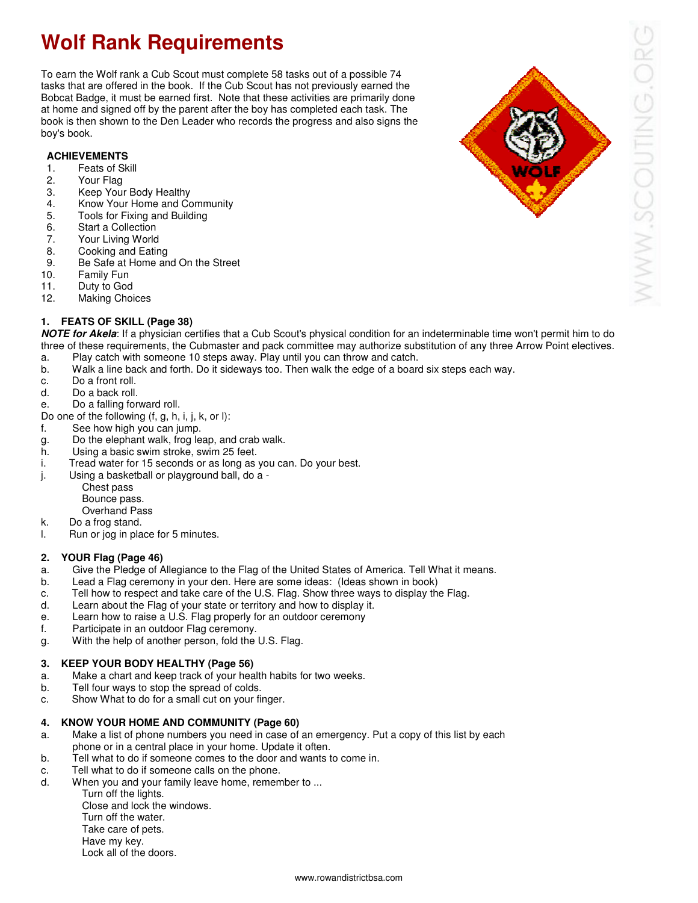# Wolf Rank Requirements

To earn the Wolf rank a Cub Scout must complete 58 tasks out of a possible 74 tasks that are offered in the book. If the Cub Scout has not previously earned the Bobcat Badge, it must be earned first. Note that these activities are primarily done at home and signed off by the parent after the boy has completed each task. The book is then shown to the Den Leader who records the progress and also signs the boy's book.

**ACHIEVEMENTS**

1. Feats of Skill
2. Your Flag
3. Keep Your Body Healthy
4. Know Your Home and Community
5. Tools for Fixing and Building
6. Start a Collection
7. Your Living World
8. Cooking and Eating
9. Be Safe at Home and On the Street
10. Family Fun
11. Duty to God
12. Making Choices

### 1. FEATS OF SKILL (Page 38)

***NOTE for Akela***: If a physician certifies that a Cub Scout's physical condition for an indeterminable time won't permit him to do three of these requirements, the Cubmaster and pack committee may authorize substitution of any three Arrow Point electives.

a. Play catch with someone 10 steps away. Play until you can throw and catch.
b. Walk a line back and forth. Do it sideways too. Then walk the edge of a board six steps each way.
c. Do a front roll.
d. Do a back roll.
e. Do a falling forward roll.

Do one of the following (f, g, h, i, j, k, or l):

f. See how high you can jump.
g. Do the elephant walk, frog leap, and crab walk.
h. Using a basic swim stroke, swim 25 feet.
i. Tread water for 15 seconds or as long as you can. Do your best.
j. Using a basketball or playground ball, do a -
   - Chest pass
   - Bounce pass.
   - Overhand Pass
k. Do a frog stand.
l. Run or jog in place for 5 minutes.

### 2. YOUR Flag (Page 46)

a. Give the Pledge of Allegiance to the Flag of the United States of America. Tell What it means.
b. Lead a Flag ceremony in your den. Here are some ideas: (Ideas shown in book)
c. Tell how to respect and take care of the U.S. Flag. Show three ways to display the Flag.
d. Learn about the Flag of your state or territory and how to display it.
e. Learn how to raise a U.S. Flag properly for an outdoor ceremony
f. Participate in an outdoor Flag ceremony.
g. With the help of another person, fold the U.S. Flag.

### 3. KEEP YOUR BODY HEALTHY (Page 56)

a. Make a chart and keep track of your health habits for two weeks.
b. Tell four ways to stop the spread of colds.
c. Show What to do for a small cut on your finger.

### 4. KNOW YOUR HOME AND COMMUNITY (Page 60)

a. Make a list of phone numbers you need in case of an emergency. Put a copy of this list by each phone or in a central place in your home. Update it often.
b. Tell what to do if someone comes to the door and wants to come in.
c. Tell what to do if someone calls on the phone.
d. When you and your family leave home, remember to ...
   - Turn off the lights.
   - Close and lock the windows.
   - Turn off the water.
   - Take care of pets.
   - Have my key.
   - Lock all of the doors.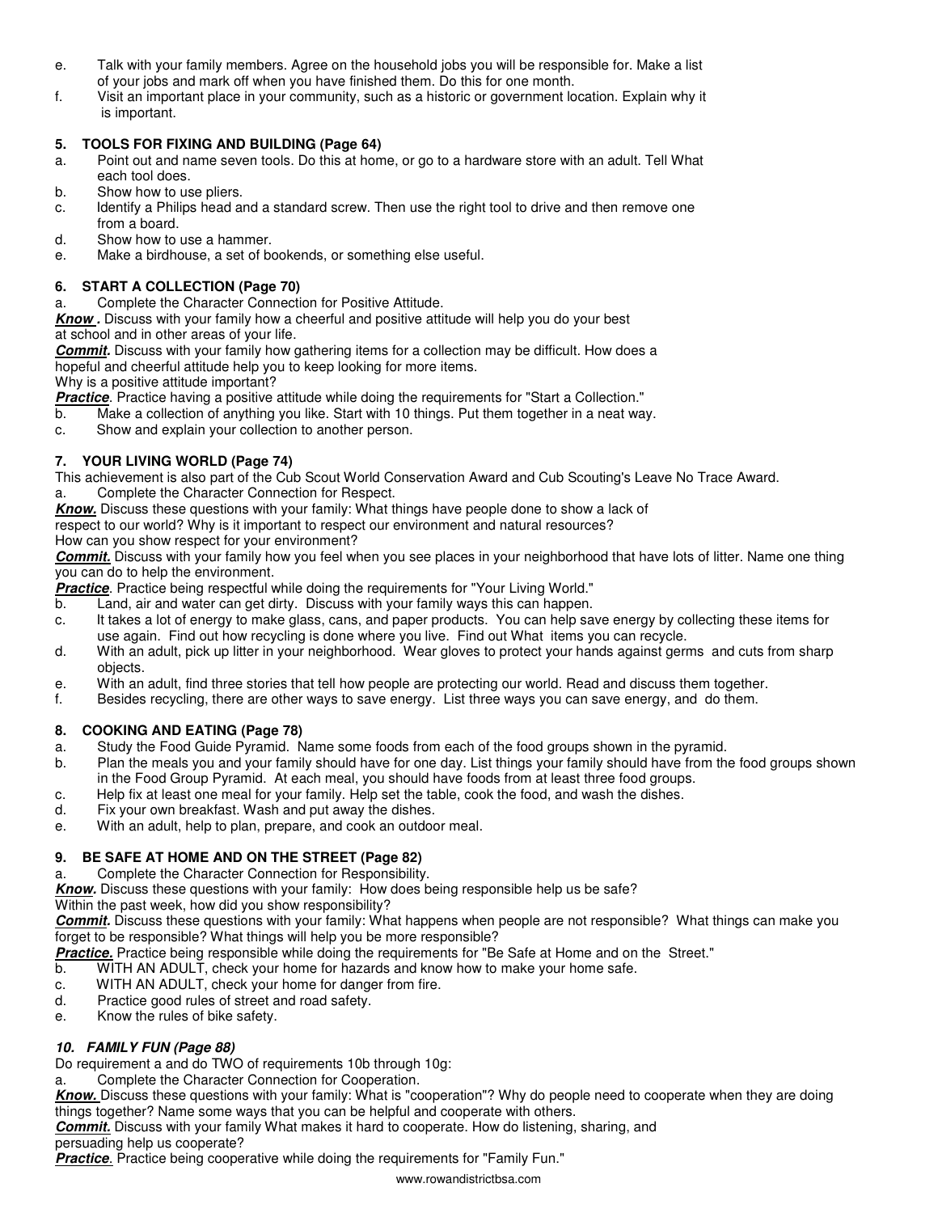e. Talk with your family members. Agree on the household jobs you will be responsible for. Make a list of your jobs and mark off when you have finished them. Do this for one month.
f. Visit an important place in your community, such as a historic or government location. Explain why it is important.

### 5. TOOLS FOR FIXING AND BUILDING (Page 64)

a. Point out and name seven tools. Do this at home, or go to a hardware store with an adult. Tell What each tool does.
b. Show how to use pliers.
c. Identify a Philips head and a standard screw. Then use the right tool to drive and then remove one from a board.
d. Show how to use a hammer.
e. Make a birdhouse, a set of bookends, or something else useful.

### 6. START A COLLECTION (Page 70)

a. Complete the Character Connection for Positive Attitude.

***Know .*** Discuss with your family how a cheerful and positive attitude will help you do your best at school and in other areas of your life.

***Commit.*** Discuss with your family how gathering items for a collection may be difficult. How does a hopeful and cheerful attitude help you to keep looking for more items.
Why is a positive attitude important?

***Practice***. Practice having a positive attitude while doing the requirements for "Start a Collection."

b. Make a collection of anything you like. Start with 10 things. Put them together in a neat way.
c. Show and explain your collection to another person.

### 7. YOUR LIVING WORLD (Page 74)

This achievement is also part of the Cub Scout World Conservation Award and Cub Scouting's Leave No Trace Award.

a. Complete the Character Connection for Respect.

***Know.*** Discuss these questions with your family: What things have people done to show a lack of respect to our world? Why is it important to respect our environment and natural resources?
How can you show respect for your environment?

***Commit.*** Discuss with your family how you feel when you see places in your neighborhood that have lots of litter. Name one thing you can do to help the environment.

***Practice***. Practice being respectful while doing the requirements for "Your Living World."

b. Land, air and water can get dirty. Discuss with your family ways this can happen.
c. It takes a lot of energy to make glass, cans, and paper products. You can help save energy by collecting these items for use again. Find out how recycling is done where you live. Find out What items you can recycle.
d. With an adult, pick up litter in your neighborhood. Wear gloves to protect your hands against germs and cuts from sharp objects.
e. With an adult, find three stories that tell how people are protecting our world. Read and discuss them together.
f. Besides recycling, there are other ways to save energy. List three ways you can save energy, and do them.

### 8. COOKING AND EATING (Page 78)

a. Study the Food Guide Pyramid. Name some foods from each of the food groups shown in the pyramid.
b. Plan the meals you and your family should have for one day. List things your family should have from the food groups shown in the Food Group Pyramid. At each meal, you should have foods from at least three food groups.
c. Help fix at least one meal for your family. Help set the table, cook the food, and wash the dishes.
d. Fix your own breakfast. Wash and put away the dishes.
e. With an adult, help to plan, prepare, and cook an outdoor meal.

### 9. BE SAFE AT HOME AND ON THE STREET (Page 82)

a. Complete the Character Connection for Responsibility.

***Know.*** Discuss these questions with your family: How does being responsible help us be safe?
Within the past week, how did you show responsibility?

***Commit.*** Discuss these questions with your family: What happens when people are not responsible? What things can make you forget to be responsible? What things will help you be more responsible?

***Practice.*** Practice being responsible while doing the requirements for "Be Safe at Home and on the Street."

b. WITH AN ADULT, check your home for hazards and know how to make your home safe.
c. WITH AN ADULT, check your home for danger from fire.
d. Practice good rules of street and road safety.
e. Know the rules of bike safety.

### *10. FAMILY FUN (Page 88)*

Do requirement a and do TWO of requirements 10b through 10g:

a. Complete the Character Connection for Cooperation.

***Know.*** Discuss these questions with your family: What is "cooperation"? Why do people need to cooperate when they are doing things together? Name some ways that you can be helpful and cooperate with others.

***Commit.*** Discuss with your family What makes it hard to cooperate. How do listening, sharing, and persuading help us cooperate?

***Practice***. Practice being cooperative while doing the requirements for "Family Fun."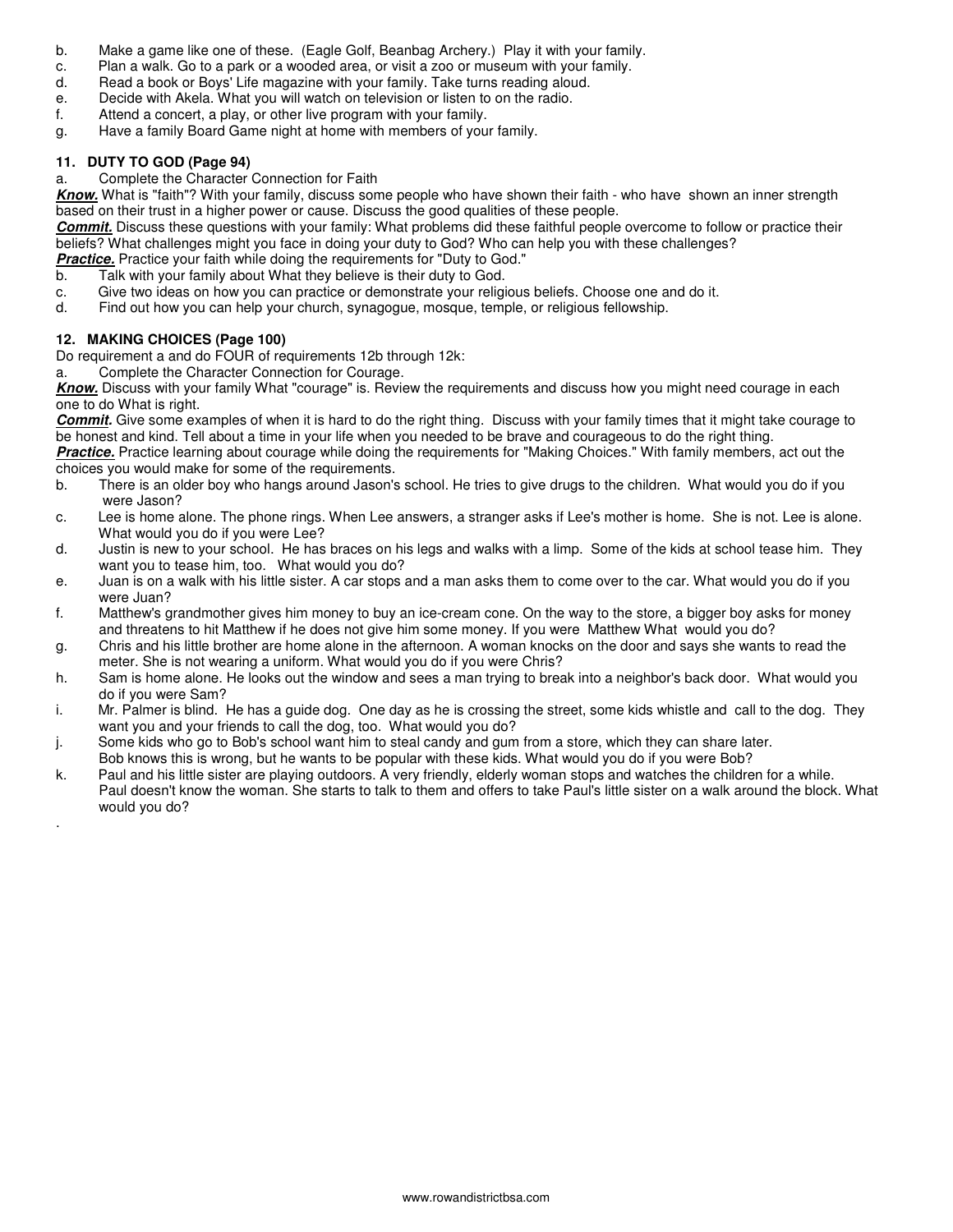b. Make a game like one of these. (Eagle Golf, Beanbag Archery.) Play it with your family.
c. Plan a walk. Go to a park or a wooded area, or visit a zoo or museum with your family.
d. Read a book or Boys' Life magazine with your family. Take turns reading aloud.
e. Decide with Akela. What you will watch on television or listen to on the radio.
f. Attend a concert, a play, or other live program with your family.
g. Have a family Board Game night at home with members of your family.

**11. DUTY TO GOD (Page 94)**

a. Complete the Character Connection for Faith

***Know.*** What is "faith"? With your family, discuss some people who have shown their faith - who have shown an inner strength based on their trust in a higher power or cause. Discuss the good qualities of these people.

***Commit.*** Discuss these questions with your family: What problems did these faithful people overcome to follow or practice their beliefs? What challenges might you face in doing your duty to God? Who can help you with these challenges?

***Practice.*** Practice your faith while doing the requirements for "Duty to God."

b. Talk with your family about What they believe is their duty to God.
c. Give two ideas on how you can practice or demonstrate your religious beliefs. Choose one and do it.
d. Find out how you can help your church, synagogue, mosque, temple, or religious fellowship.

**12. MAKING CHOICES (Page 100)**

Do requirement a and do FOUR of requirements 12b through 12k:

a. Complete the Character Connection for Courage.

***Know.*** Discuss with your family What "courage" is. Review the requirements and discuss how you might need courage in each one to do What is right.

***Commit.*** Give some examples of when it is hard to do the right thing. Discuss with your family times that it might take courage to be honest and kind. Tell about a time in your life when you needed to be brave and courageous to do the right thing.

***Practice.*** Practice learning about courage while doing the requirements for "Making Choices." With family members, act out the choices you would make for some of the requirements.

b. There is an older boy who hangs around Jason's school. He tries to give drugs to the children. What would you do if you were Jason?
c. Lee is home alone. The phone rings. When Lee answers, a stranger asks if Lee's mother is home. She is not. Lee is alone. What would you do if you were Lee?
d. Justin is new to your school. He has braces on his legs and walks with a limp. Some of the kids at school tease him. They want you to tease him, too. What would you do?
e. Juan is on a walk with his little sister. A car stops and a man asks them to come over to the car. What would you do if you were Juan?
f. Matthew's grandmother gives him money to buy an ice-cream cone. On the way to the store, a bigger boy asks for money and threatens to hit Matthew if he does not give him some money. If you were Matthew What would you do?
g. Chris and his little brother are home alone in the afternoon. A woman knocks on the door and says she wants to read the meter. She is not wearing a uniform. What would you do if you were Chris?
h. Sam is home alone. He looks out the window and sees a man trying to break into a neighbor's back door. What would you do if you were Sam?
i. Mr. Palmer is blind. He has a guide dog. One day as he is crossing the street, some kids whistle and call to the dog. They want you and your friends to call the dog, too. What would you do?
j. Some kids who go to Bob's school want him to steal candy and gum from a store, which they can share later. Bob knows this is wrong, but he wants to be popular with these kids. What would you do if you were Bob?
k. Paul and his little sister are playing outdoors. A very friendly, elderly woman stops and watches the children for a while. Paul doesn't know the woman. She starts to talk to them and offers to take Paul's little sister on a walk around the block. What would you do?

.

www.rowandistrictbsa.com